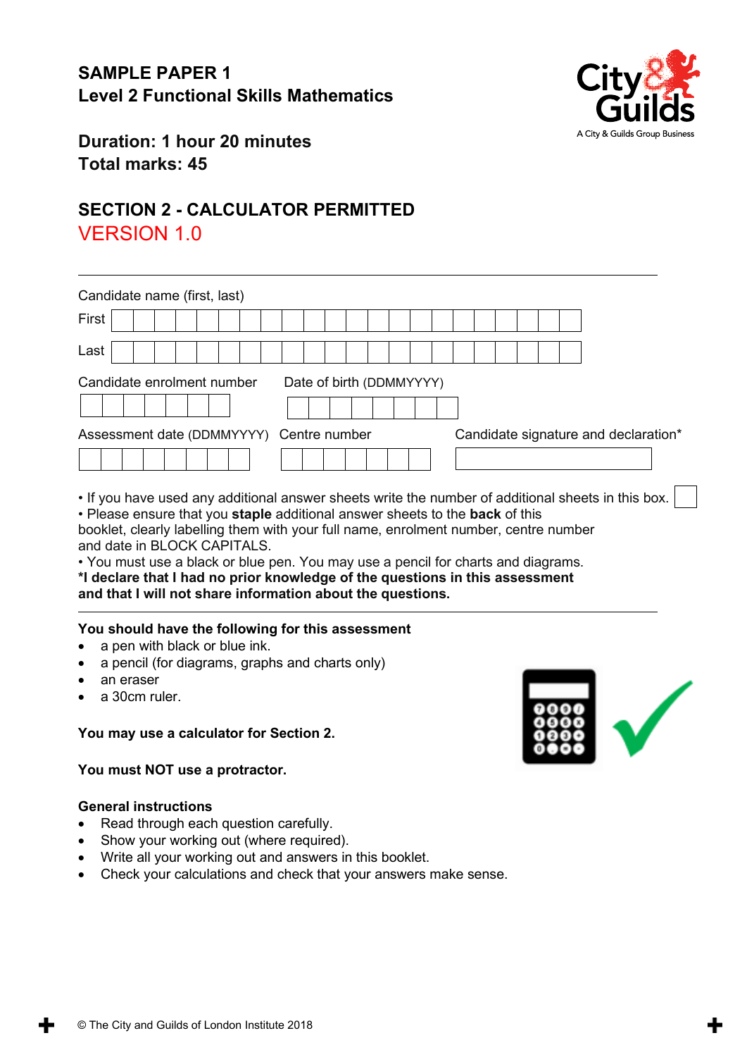# SAMPLE PAPER 1
## Level 2 Functional Skills Mathematics

**Duration: 1 hour 20 minutes**
**Total marks: 45**

## SECTION 2 - CALCULATOR PERMITTED
VERSION 1.0

---

Candidate name (first, last)

First

Last

Candidate enrolment number

Date of birth (DDMMYYYY)

Assessment date (DDMMYYYY)

Centre number

Candidate signature and declaration*

- If you have used any additional answer sheets write the number of additional sheets in this box.
- Please ensure that you **staple** additional answer sheets to the **back** of this booklet, clearly labelling them with your full name, enrolment number, centre number and date in BLOCK CAPITALS.
- You must use a black or blue pen. You may use a pencil for charts and diagrams.

**\*I declare that I had no prior knowledge of the questions in this assessment and that I will not share information about the questions.**

---

**You should have the following for this assessment**

- a pen with black or blue ink.
- a pencil (for diagrams, graphs and charts only)
- an eraser
- a 30cm ruler.

**You may use a calculator for Section 2.**

**You must NOT use a protractor.**

**General instructions**

- Read through each question carefully.
- Show your working out (where required).
- Write all your working out and answers in this booklet.
- Check your calculations and check that your answers make sense.

© The City and Guilds of London Institute 2018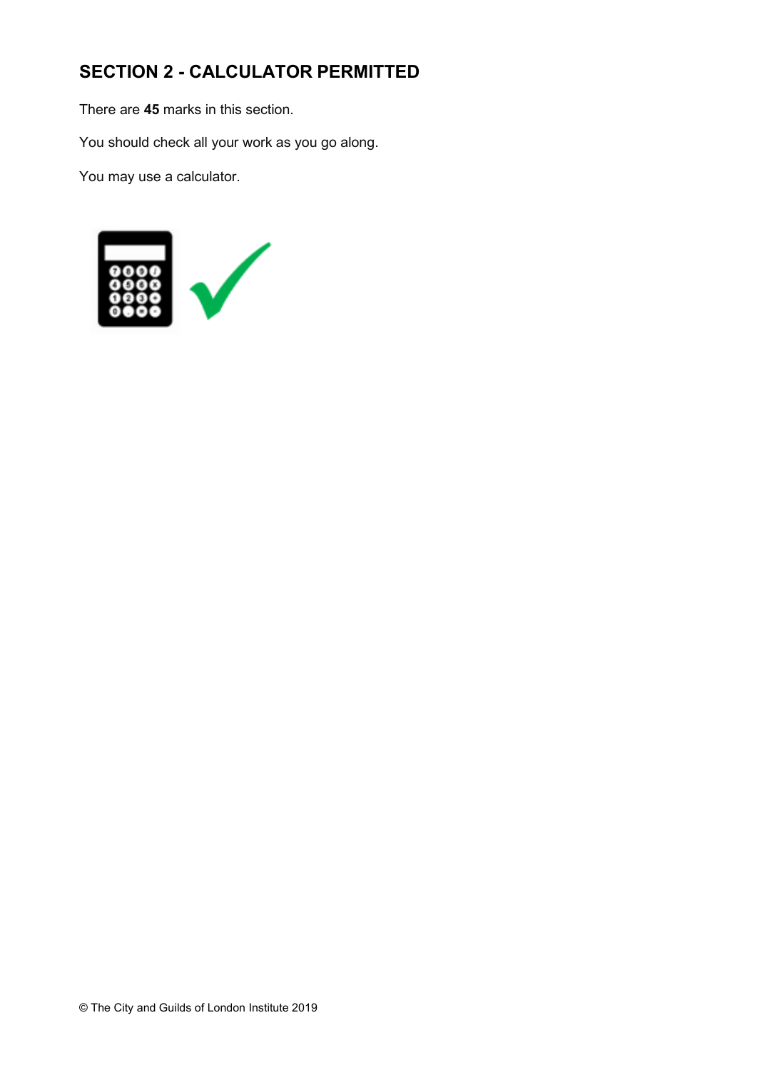## SECTION 2 - CALCULATOR PERMITTED

There are **45** marks in this section.

You should check all your work as you go along.

You may use a calculator.

© The City and Guilds of London Institute 2019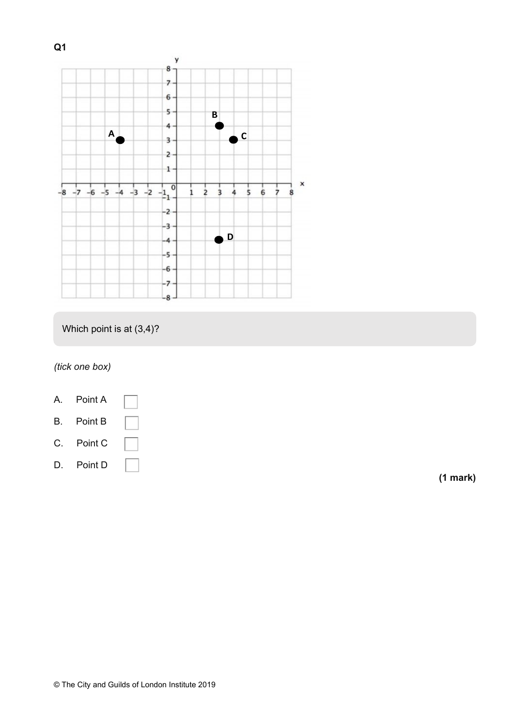**Q1**

y

8
7
6
5
4
3
2
1
0
-1
-2
-3
-4
-5
-6
-7
-8

x

-8 -7 -6 -5 -4 -3 -2 -1 0 1 2 3 4 5 6 7 8

A

B

C

D

Which point is at (3,4)?

*(tick one box)*

A. Point A ☐

B. Point B ☐

C. Point C ☐

D. Point D ☐

**(1 mark)**

© The City and Guilds of London Institute 2019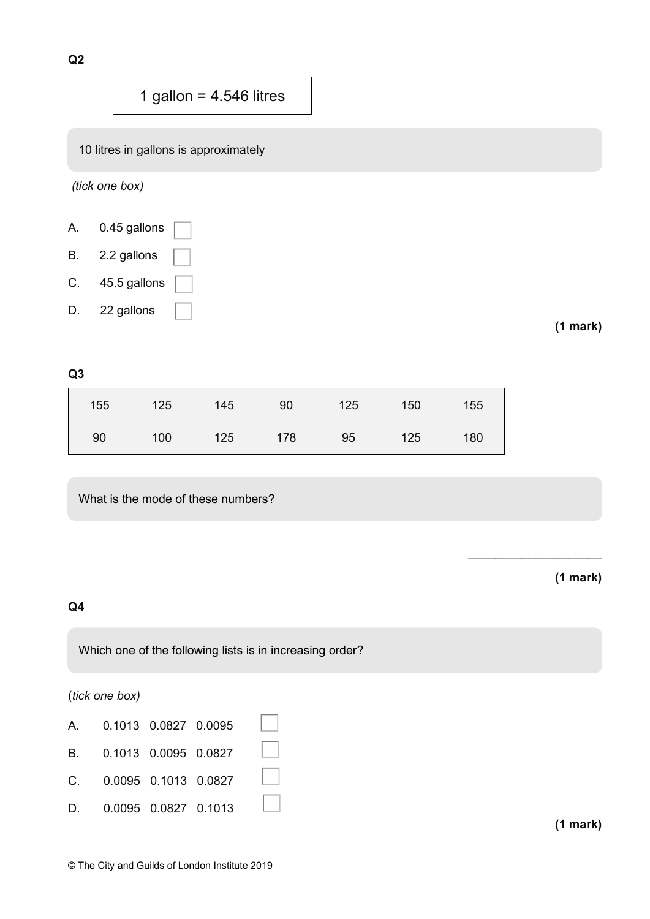**Q2**

| 1 gallon = 4.546 litres |
|---|

10 litres in gallons is approximately

*(tick one box)*

A. 0.45 gallons ☐

B. 2.2 gallons ☐

C. 45.5 gallons ☐

D. 22 gallons ☐

**(1 mark)**

**Q3**

| | | | | | | |
|---|---|---|---|---|---|---|
| 155 | 125 | 145 | 90 | 125 | 150 | 155 |
| 90 | 100 | 125 | 178 | 95 | 125 | 180 |

What is the mode of these numbers?

____________________

**(1 mark)**

**Q4**

Which one of the following lists is in increasing order?

(*tick one box)*

A. 0.1013 0.0827 0.0095 ☐

B. 0.1013 0.0095 0.0827 ☐

C. 0.0095 0.1013 0.0827 ☐

D. 0.0095 0.0827 0.1013 ☐

**(1 mark)**

© The City and Guilds of London Institute 2019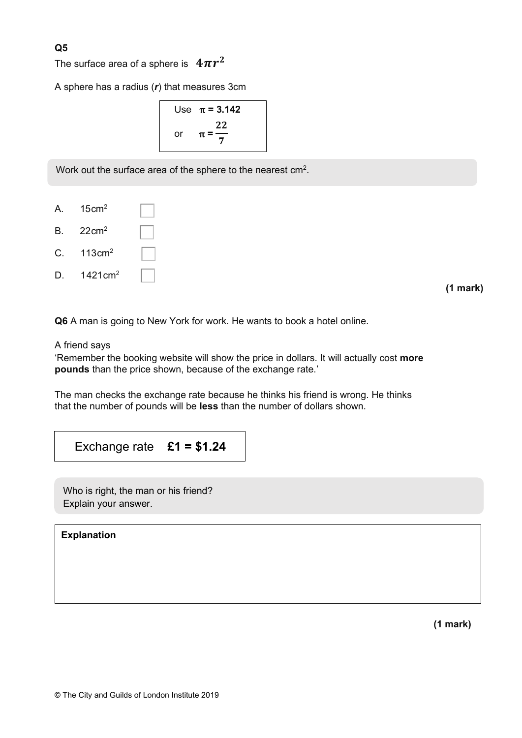**Q5**

The surface area of a sphere is $4\pi r^2$

A sphere has a radius (***r***) that measures 3cm

| |
|---|
| Use $\pi = 3.142$ |
| or $\pi = \frac{22}{7}$ |

Work out the surface area of the sphere to the nearest cm$^2$.

A. 15cm$^2$ ☐

B. 22cm$^2$ ☐

C. 113cm$^2$ ☐

D. 1421cm$^2$ ☐

**(1 mark)**

**Q6** A man is going to New York for work. He wants to book a hotel online.

A friend says
'Remember the booking website will show the price in dollars. It will actually cost **more pounds** than the price shown, because of the exchange rate.'

The man checks the exchange rate because he thinks his friend is wrong. He thinks that the number of pounds will be **less** than the number of dollars shown.

| |
|---|
| Exchange rate **£1 = $1.24** |

Who is right, the man or his friend?
Explain your answer.

| **Explanation** |
|---|
| |

**(1 mark)**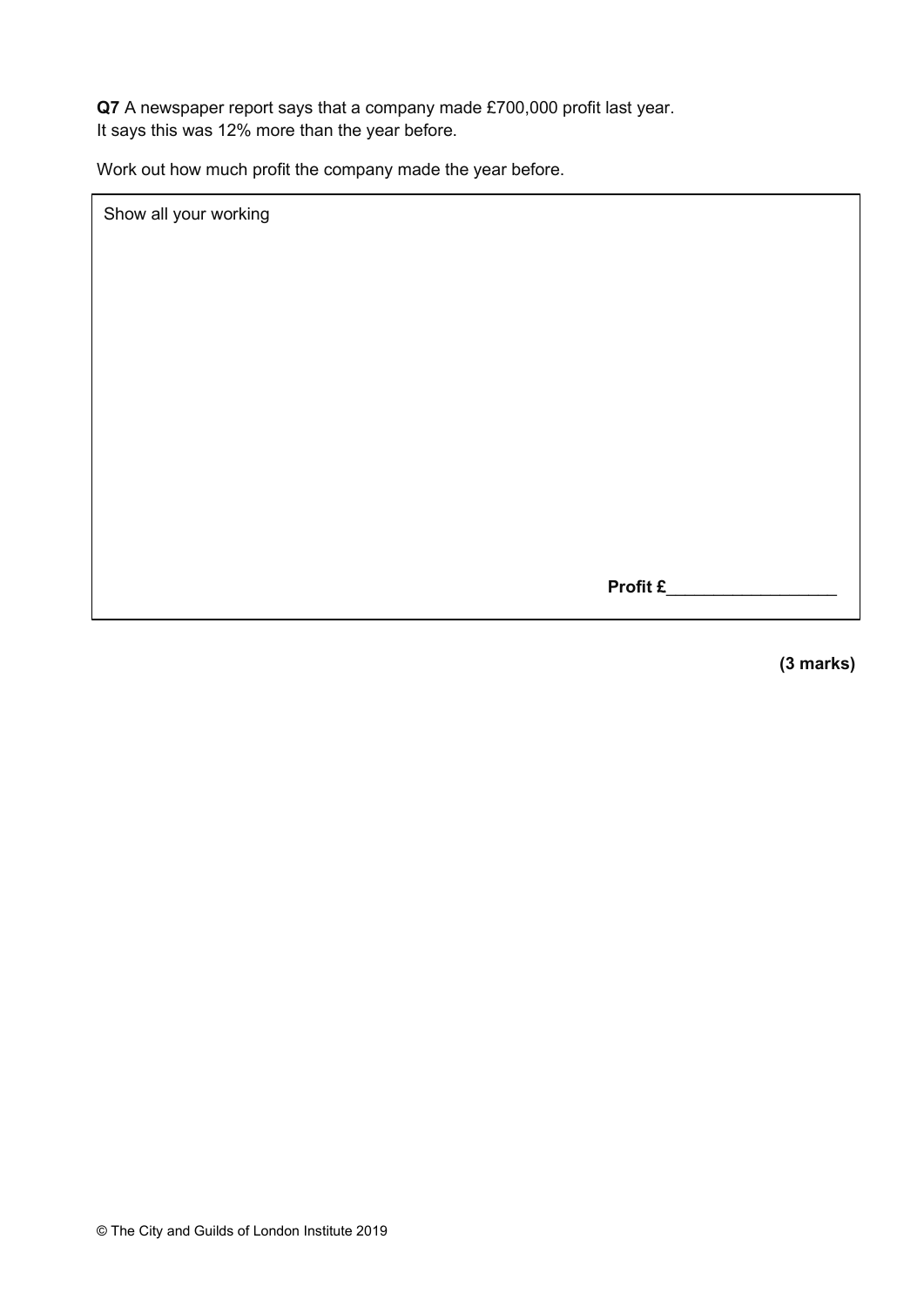**Q7** A newspaper report says that a company made £700,000 profit last year.
It says this was 12% more than the year before.

Work out how much profit the company made the year before.

Show all your working

**Profit £**__________________

**(3 marks)**

© The City and Guilds of London Institute 2019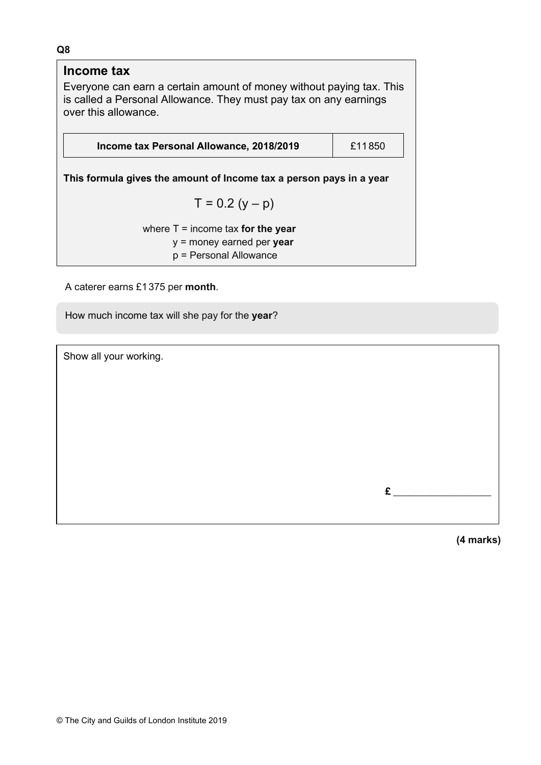**Q8**

## Income tax

Everyone can earn a certain amount of money without paying tax. This is called a Personal Allowance. They must pay tax on any earnings over this allowance.

| | |
|---|---|
| **Income tax Personal Allowance, 2018/2019** | £11 850 |

**This formula gives the amount of Income tax a person pays in a year**

$$T = 0.2\,(y - p)$$

where $T$ = income tax **for the year**
$y$ = money earned per **year**
$p$ = Personal Allowance

A caterer earns £1 375 per **month**.

How much income tax will she pay for the **year**?

Show all your working.

**£** ___________________

**(4 marks)**

© The City and Guilds of London Institute 2019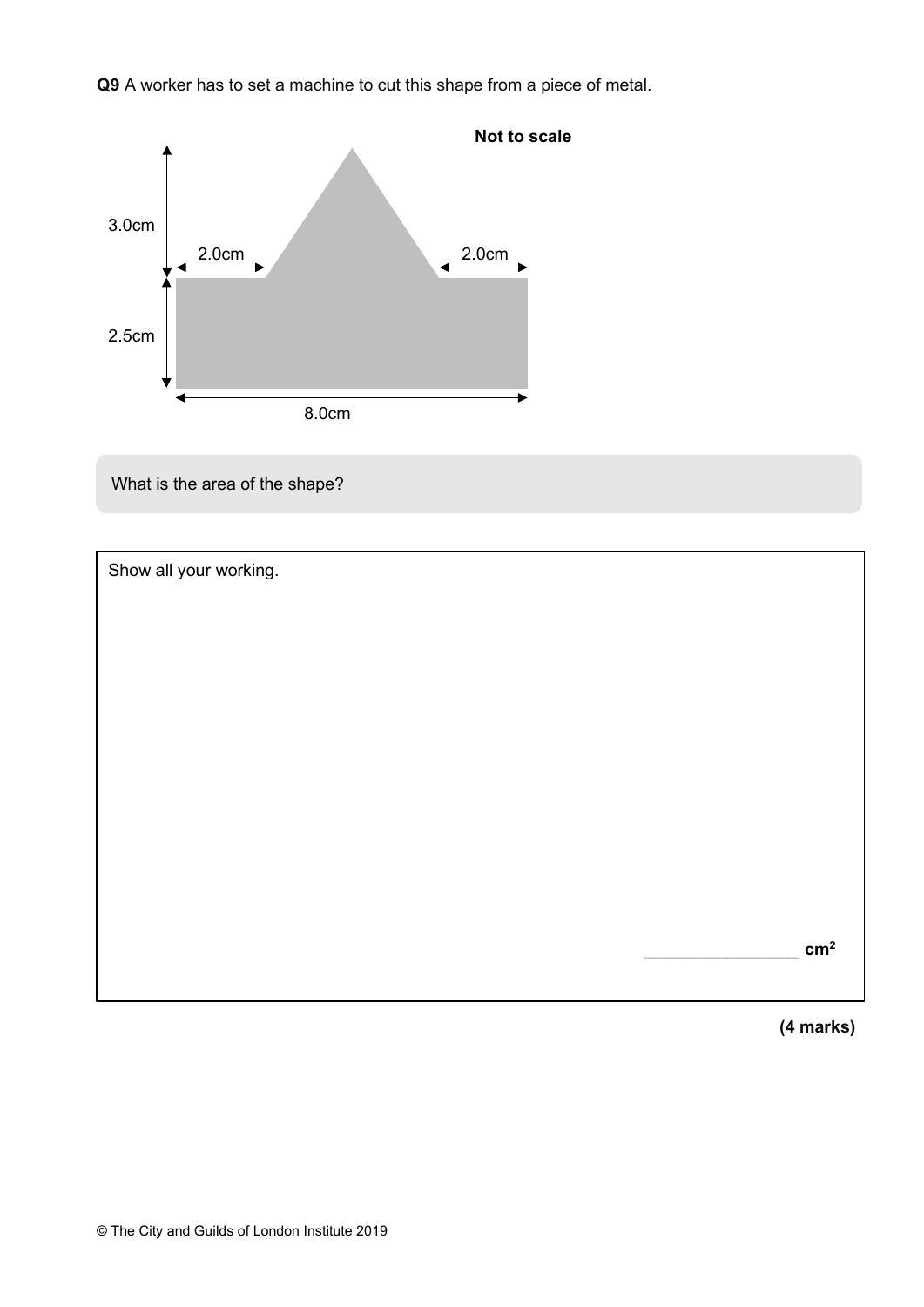**Q9** A worker has to set a machine to cut this shape from a piece of metal.

**Not to scale**

3.0cm

2.0cm

2.0cm

2.5cm

8.0cm

What is the area of the shape?

Show all your working.

________________ $cm^2$

**(4 marks)**

© The City and Guilds of London Institute 2019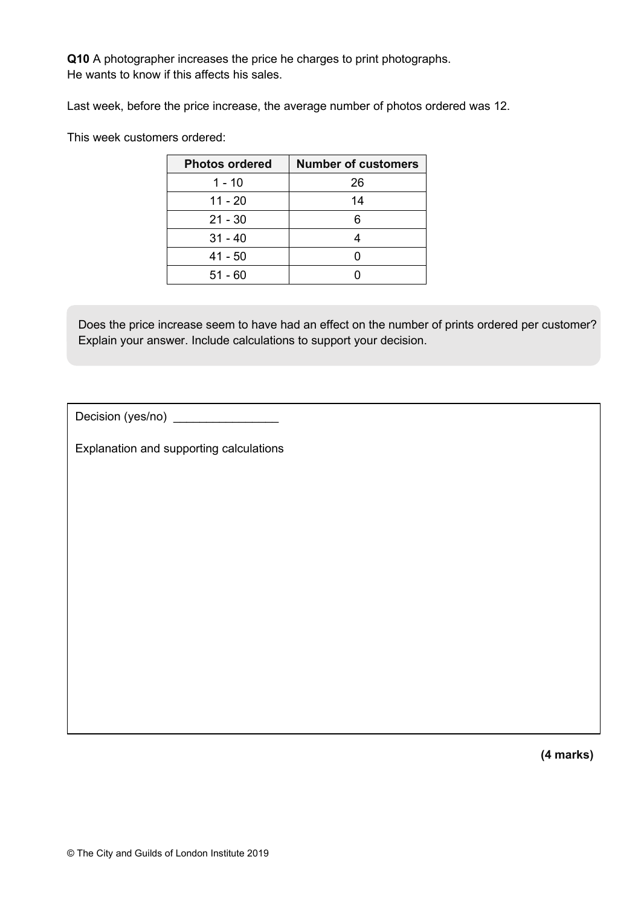**Q10** A photographer increases the price he charges to print photographs.
He wants to know if this affects his sales.

Last week, before the price increase, the average number of photos ordered was 12.

This week customers ordered:

| Photos ordered | Number of customers |
|---|---|
| 1 - 10 | 26 |
| 11 - 20 | 14 |
| 21 - 30 | 6 |
| 31 - 40 | 4 |
| 41 - 50 | 0 |
| 51 - 60 | 0 |

Does the price increase seem to have had an effect on the number of prints ordered per customer? Explain your answer. Include calculations to support your decision.

Decision (yes/no) ________________

Explanation and supporting calculations

**(4 marks)**

© The City and Guilds of London Institute 2019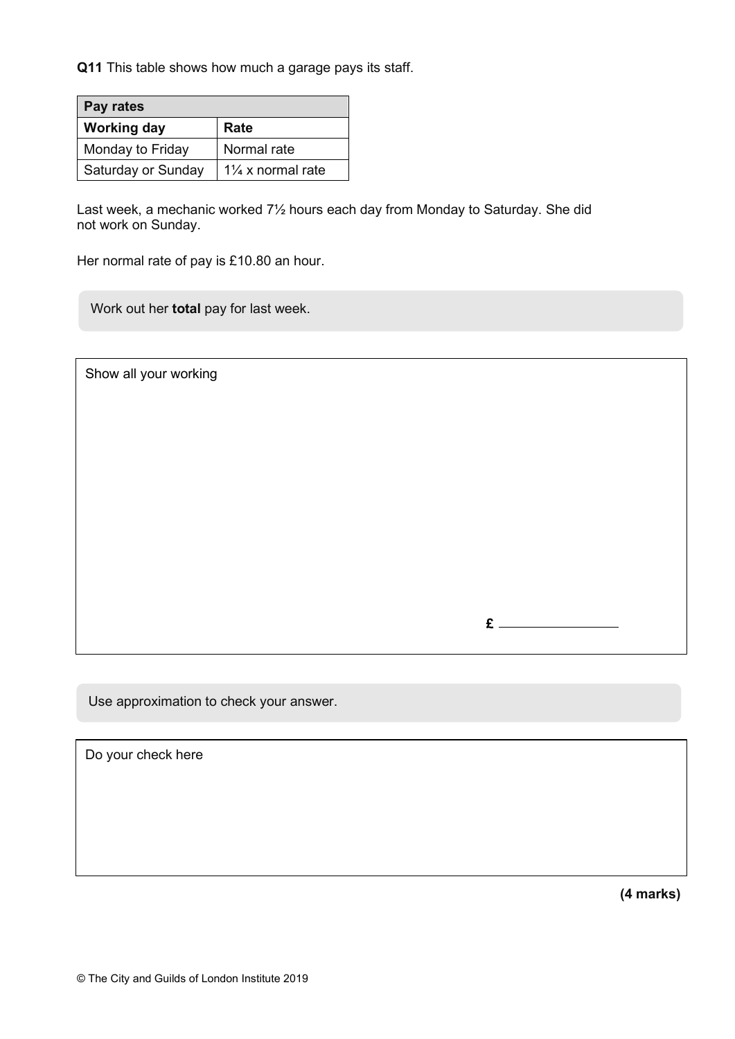**Q11** This table shows how much a garage pays its staff.

| Pay rates | |
|---|---|
| **Working day** | **Rate** |
| Monday to Friday | Normal rate |
| Saturday or Sunday | $1\frac{1}{4}$ x normal rate |

Last week, a mechanic worked $7\frac{1}{2}$ hours each day from Monday to Saturday. She did not work on Sunday.

Her normal rate of pay is £10.80 an hour.

Work out her **total** pay for last week.

Show all your working

£ \_\_\_\_\_\_\_\_\_\_\_\_\_\_

Use approximation to check your answer.

Do your check here

**(4 marks)**

© The City and Guilds of London Institute 2019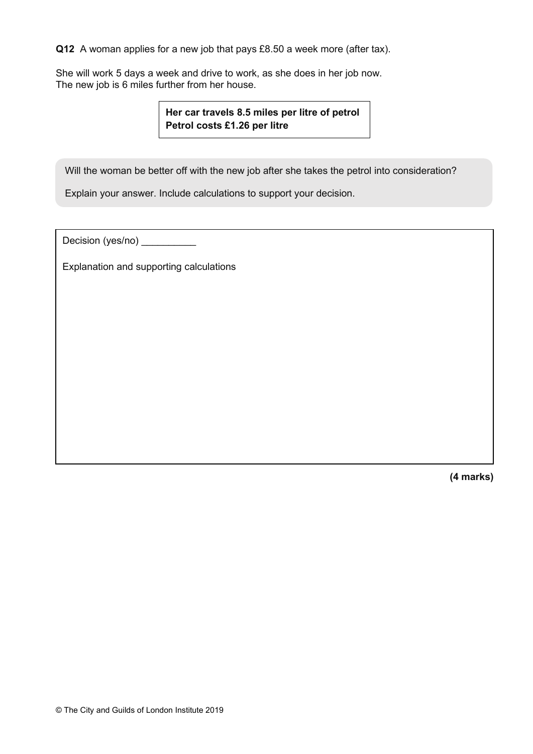**Q12** A woman applies for a new job that pays £8.50 a week more (after tax).

She will work 5 days a week and drive to work, as she does in her job now.
The new job is 6 miles further from her house.

**Her car travels 8.5 miles per litre of petrol**
**Petrol costs £1.26 per litre**

Will the woman be better off with the new job after she takes the petrol into consideration?

Explain your answer. Include calculations to support your decision.

Decision (yes/no) __________

Explanation and supporting calculations

**(4 marks)**

© The City and Guilds of London Institute 2019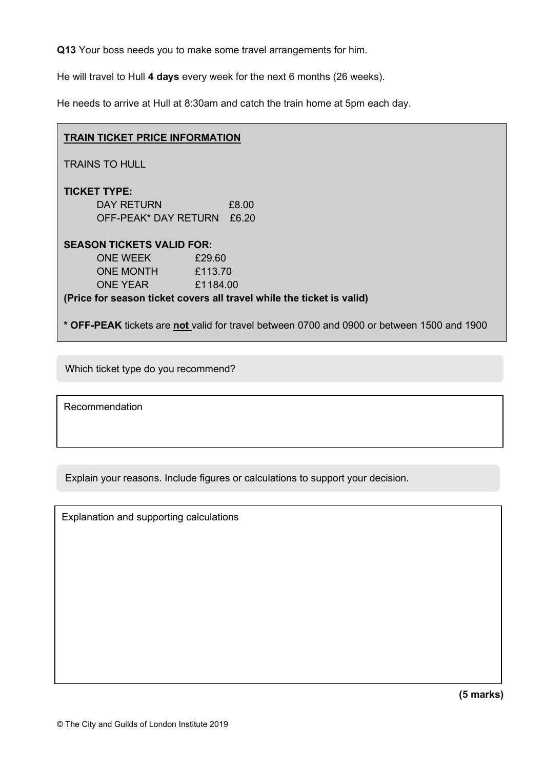**Q13** Your boss needs you to make some travel arrangements for him.

He will travel to Hull **4 days** every week for the next 6 months (26 weeks).

He needs to arrive at Hull at 8:30am and catch the train home at 5pm each day.

**TRAIN TICKET PRICE INFORMATION**

TRAINS TO HULL

**TICKET TYPE:**

| | |
|---|---|
| DAY RETURN | £8.00 |
| OFF-PEAK* DAY RETURN | £6.20 |

**SEASON TICKETS VALID FOR:**

| | |
|---|---|
| ONE WEEK | £29.60 |
| ONE MONTH | £113.70 |
| ONE YEAR | £1184.00 |

**(Price for season ticket covers all travel while the ticket is valid)**

**\* OFF-PEAK** tickets are **not** valid for travel between 0700 and 0900 or between 1500 and 1900

Which ticket type do you recommend?

Recommendation

Explain your reasons. Include figures or calculations to support your decision.

Explanation and supporting calculations

**(5 marks)**

© The City and Guilds of London Institute 2019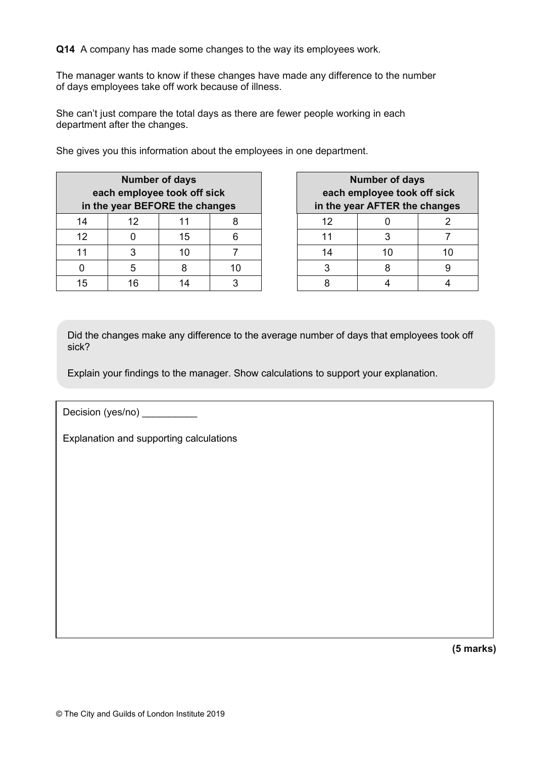**Q14** A company has made some changes to the way its employees work.

The manager wants to know if these changes have made any difference to the number of days employees take off work because of illness.

She can't just compare the total days as there are fewer people working in each department after the changes.

She gives you this information about the employees in one department.

| Number of days each employee took off sick in the year BEFORE the changes | | | |
|---|---|---|---|
| 14 | 12 | 11 | 8 |
| 12 | 0 | 15 | 6 |
| 11 | 3 | 10 | 7 |
| 0 | 5 | 8 | 10 |
| 15 | 16 | 14 | 3 |

| Number of days each employee took off sick in the year AFTER the changes | | |
|---|---|---|
| 12 | 0 | 2 |
| 11 | 3 | 7 |
| 14 | 10 | 10 |
| 3 | 8 | 9 |
| 8 | 4 | 4 |

Did the changes make any difference to the average number of days that employees took off sick?

Explain your findings to the manager. Show calculations to support your explanation.

Decision (yes/no) __________

Explanation and supporting calculations

**(5 marks)**

© The City and Guilds of London Institute 2019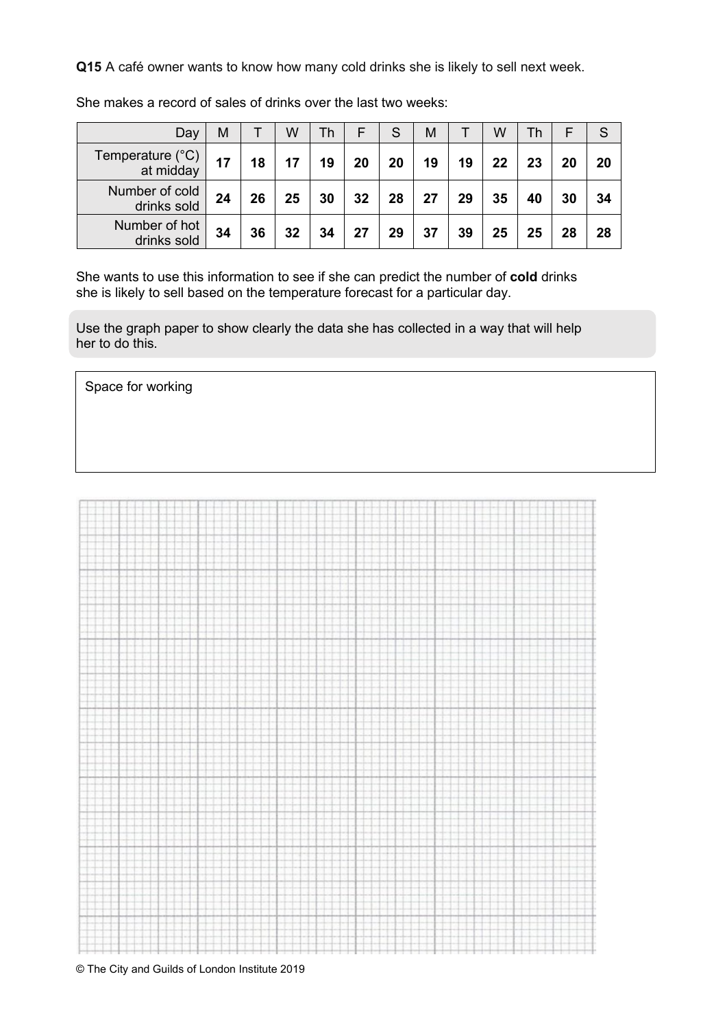**Q15** A café owner wants to know how many cold drinks she is likely to sell next week.

She makes a record of sales of drinks over the last two weeks:

| Day | M | T | W | Th | F | S | M | T | W | Th | F | S |
|---|---|---|---|---|---|---|---|---|---|---|---|---|
| Temperature (°C) at midday | **17** | **18** | **17** | **19** | **20** | **20** | **19** | **19** | **22** | **23** | **20** | **20** |
| Number of cold drinks sold | **24** | **26** | **25** | **30** | **32** | **28** | **27** | **29** | **35** | **40** | **30** | **34** |
| Number of hot drinks sold | **34** | **36** | **32** | **34** | **27** | **29** | **37** | **39** | **25** | **25** | **28** | **28** |

She wants to use this information to see if she can predict the number of **cold** drinks she is likely to sell based on the temperature forecast for a particular day.

Use the graph paper to show clearly the data she has collected in a way that will help her to do this.

Space for working

© The City and Guilds of London Institute 2019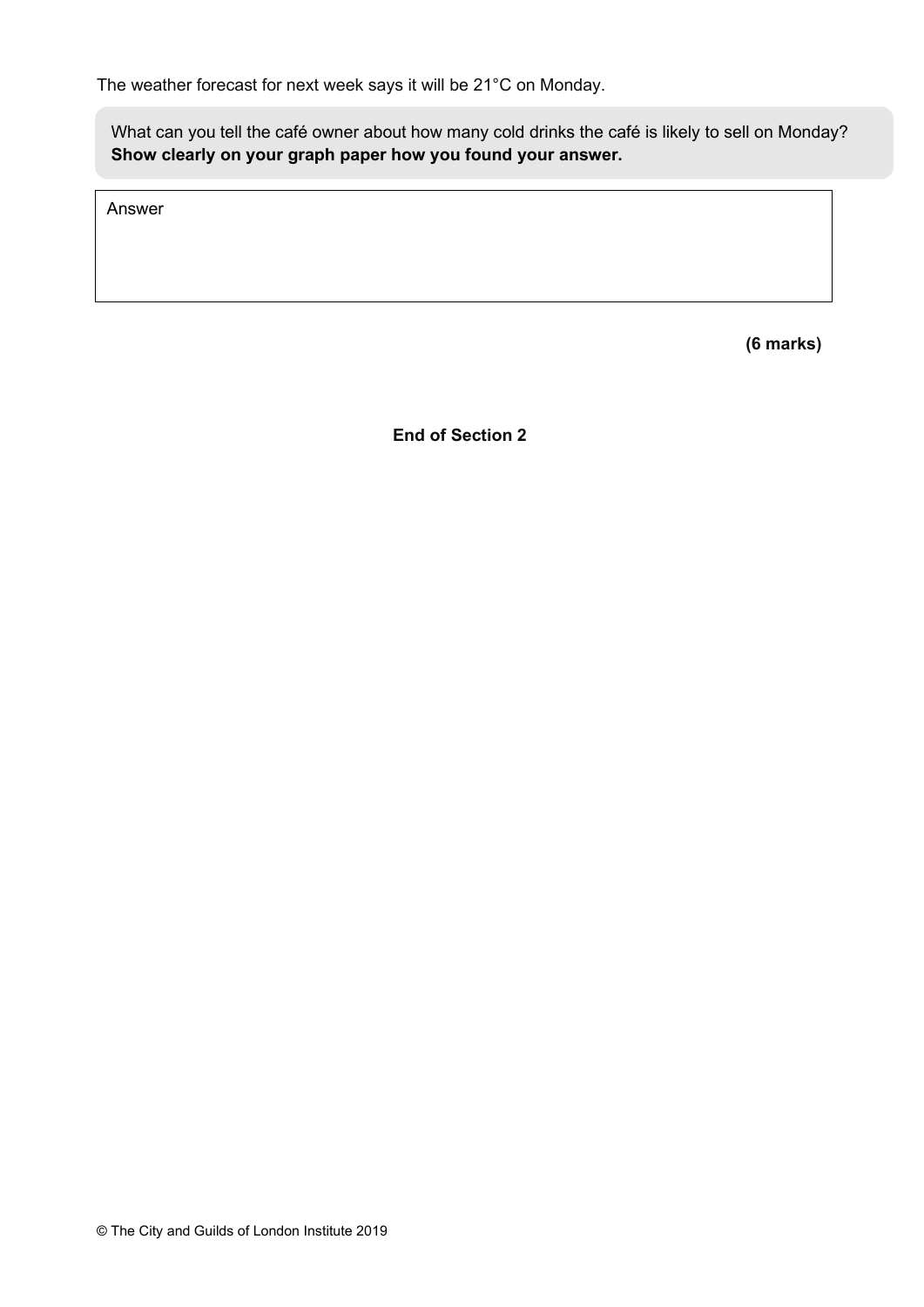The weather forecast for next week says it will be 21°C on Monday.

What can you tell the café owner about how many cold drinks the café is likely to sell on Monday?
**Show clearly on your graph paper how you found your answer.**

| Answer |
|---|
| |

**(6 marks)**

**End of Section 2**

© The City and Guilds of London Institute 2019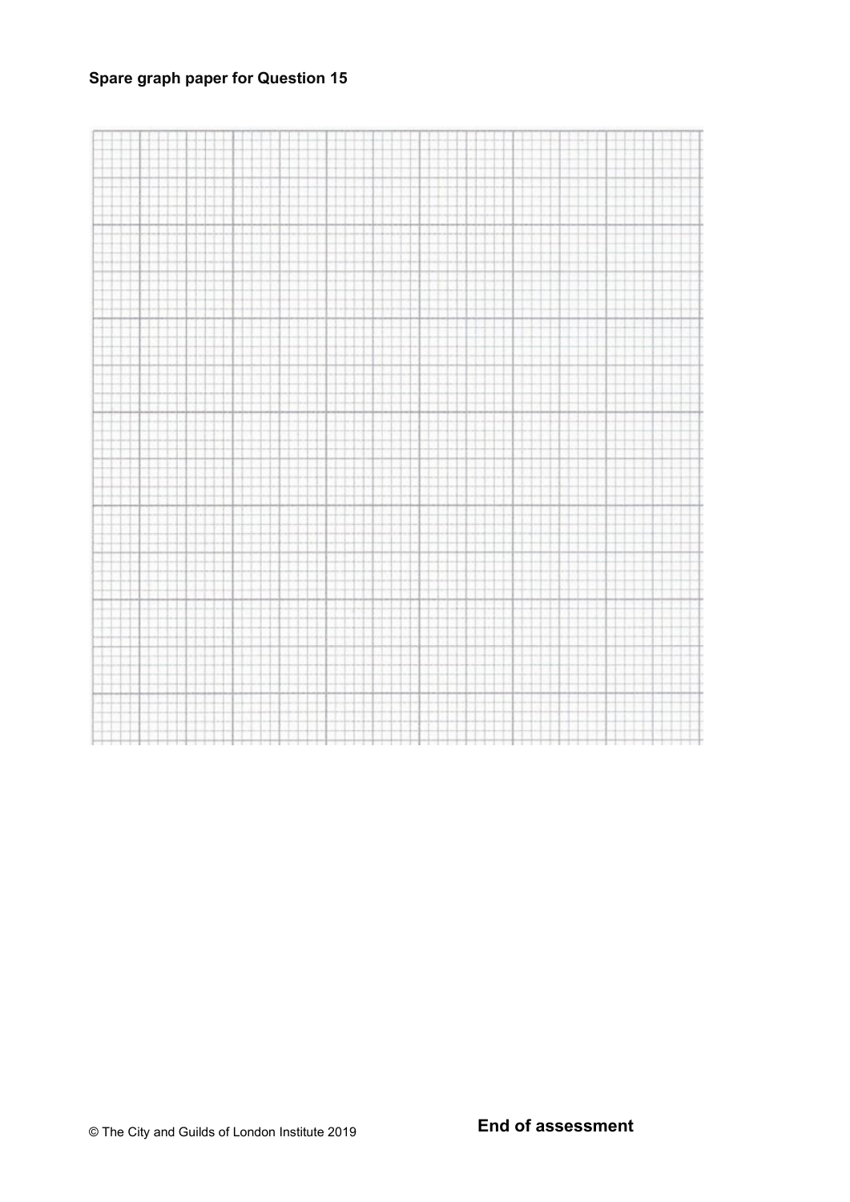**Spare graph paper for Question 15**

**End of assessment**